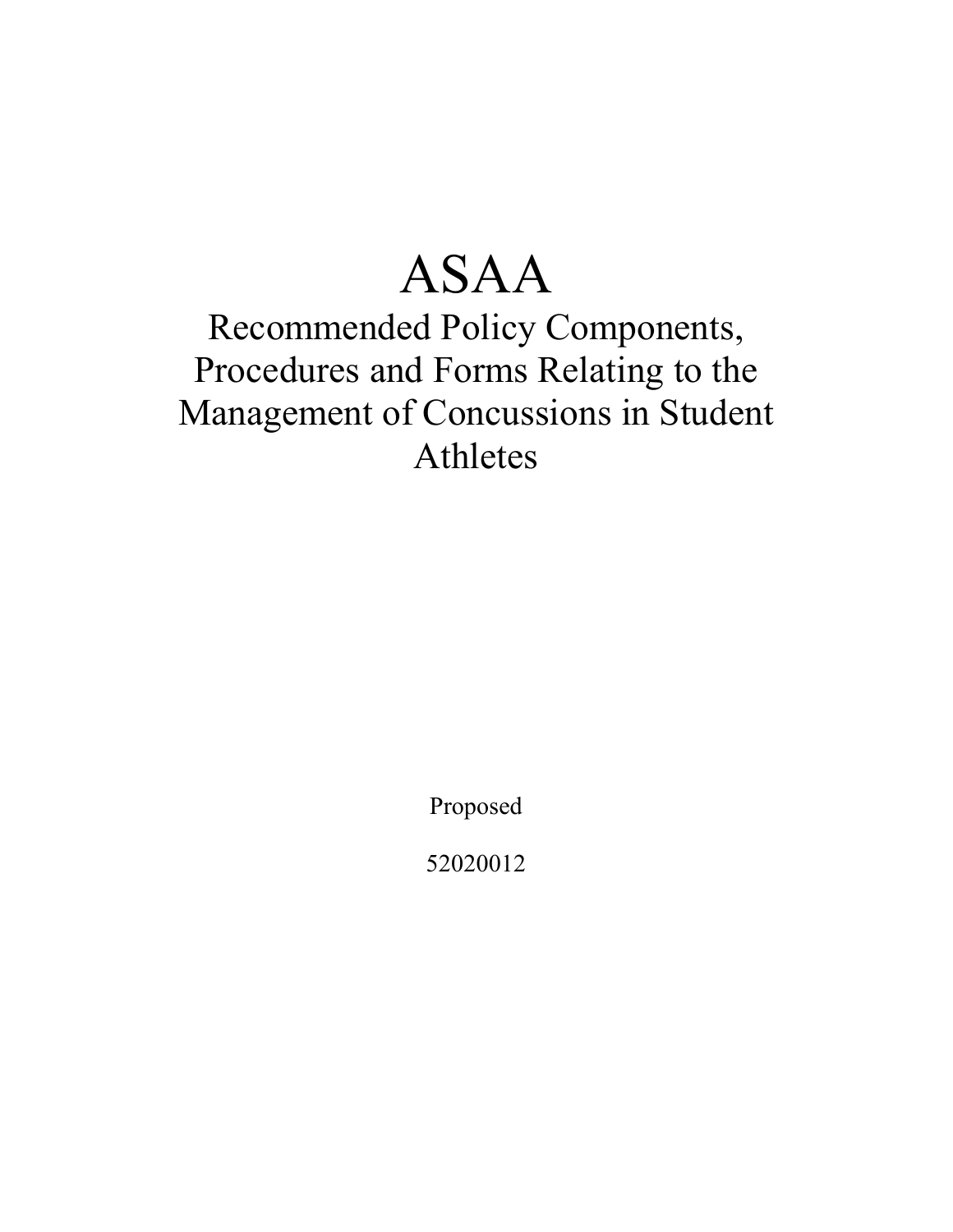# ASAA

## Recommended Policy Components, Procedures and Forms Relating to the Management of Concussions in Student Athletes

Proposed

52020012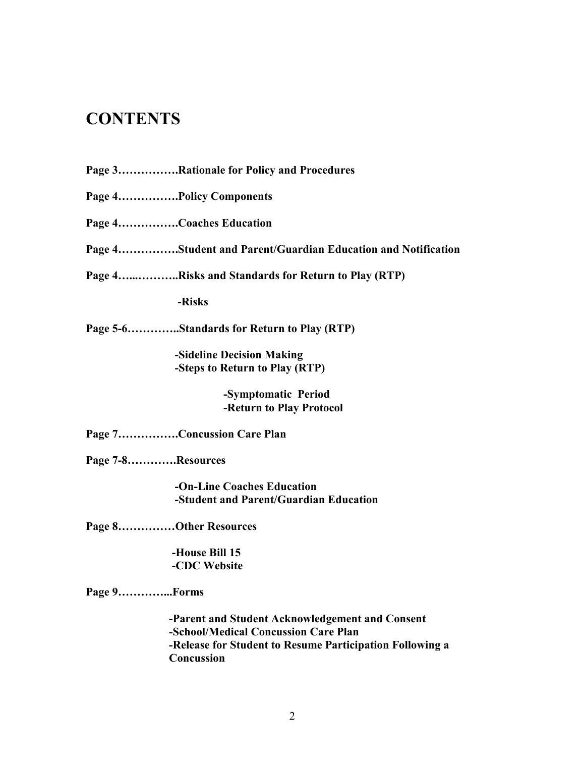# CONTENTS

**Page 3…………….Rationale for Policy and Procedures**

**Page 4…………….Policy Components**

**Page 4…………….Coaches Education**

**Page 4…………….Student and Parent/Guardian Education and Notification**

**Page 4…...………..Risks and Standards for Return to Play (RTP)**

- **-Risks**

**Page 5-6…………..Standards for Return to Play (RTP)**

- **-Sideline Decision Making**
- **-Steps to Return to Play (RTP)**
  - **-Symptomatic Period**
  - **-Return to Play Protocol**

**Page 7…………….Concussion Care Plan**

**Page 7-8…………Resources**

- **-On-Line Coaches Education**
- **-Student and Parent/Guardian Education**

**Page 8……………Other Resources**

- **-House Bill 15**
- **-CDC Website**

**Page 9…………...Forms**

- **-Parent and Student Acknowledgement and Consent**
- **-School/Medical Concussion Care Plan**
- **-Release for Student to Resume Participation Following a Concussion**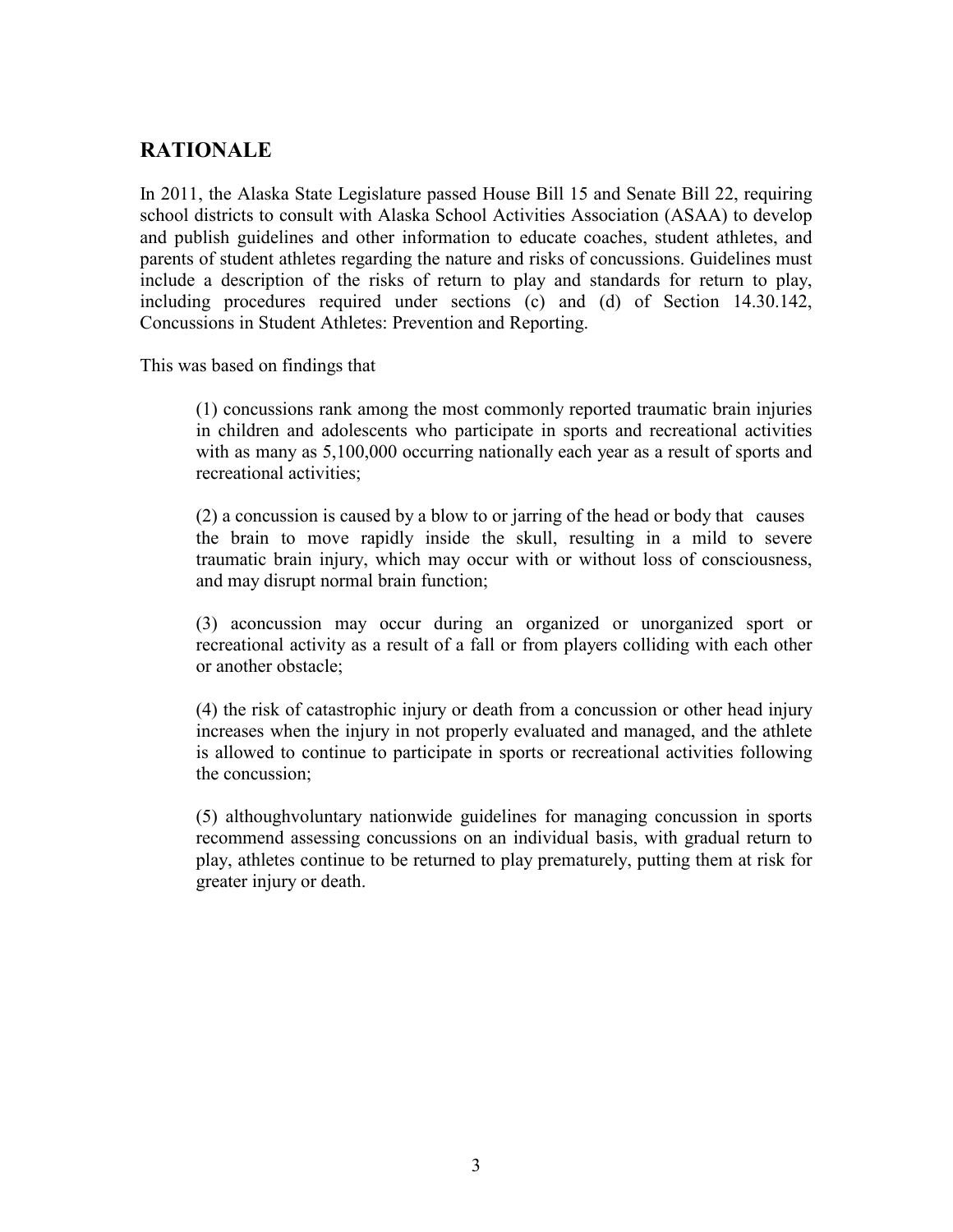## RATIONALE

In 2011, the Alaska State Legislature passed House Bill 15 and Senate Bill 22, requiring school districts to consult with Alaska School Activities Association (ASAA) to develop and publish guidelines and other information to educate coaches, student athletes, and parents of student athletes regarding the nature and risks of concussions. Guidelines must include a description of the risks of return to play and standards for return to play, including procedures required under sections (c) and (d) of Section 14.30.142, Concussions in Student Athletes: Prevention and Reporting.

This was based on findings that

> (1) concussions rank among the most commonly reported traumatic brain injuries in children and adolescents who participate in sports and recreational activities with as many as 5,100,000 occurring nationally each year as a result of sports and recreational activities;
>
> (2) a concussion is caused by a blow to or jarring of the head or body that causes the brain to move rapidly inside the skull, resulting in a mild to severe traumatic brain injury, which may occur with or without loss of consciousness, and may disrupt normal brain function;
>
> (3) aconcussion may occur during an organized or unorganized sport or recreational activity as a result of a fall or from players colliding with each other or another obstacle;
>
> (4) the risk of catastrophic injury or death from a concussion or other head injury increases when the injury in not properly evaluated and managed, and the athlete is allowed to continue to participate in sports or recreational activities following the concussion;
>
> (5) althoughvoluntary nationwide guidelines for managing concussion in sports recommend assessing concussions on an individual basis, with gradual return to play, athletes continue to be returned to play prematurely, putting them at risk for greater injury or death.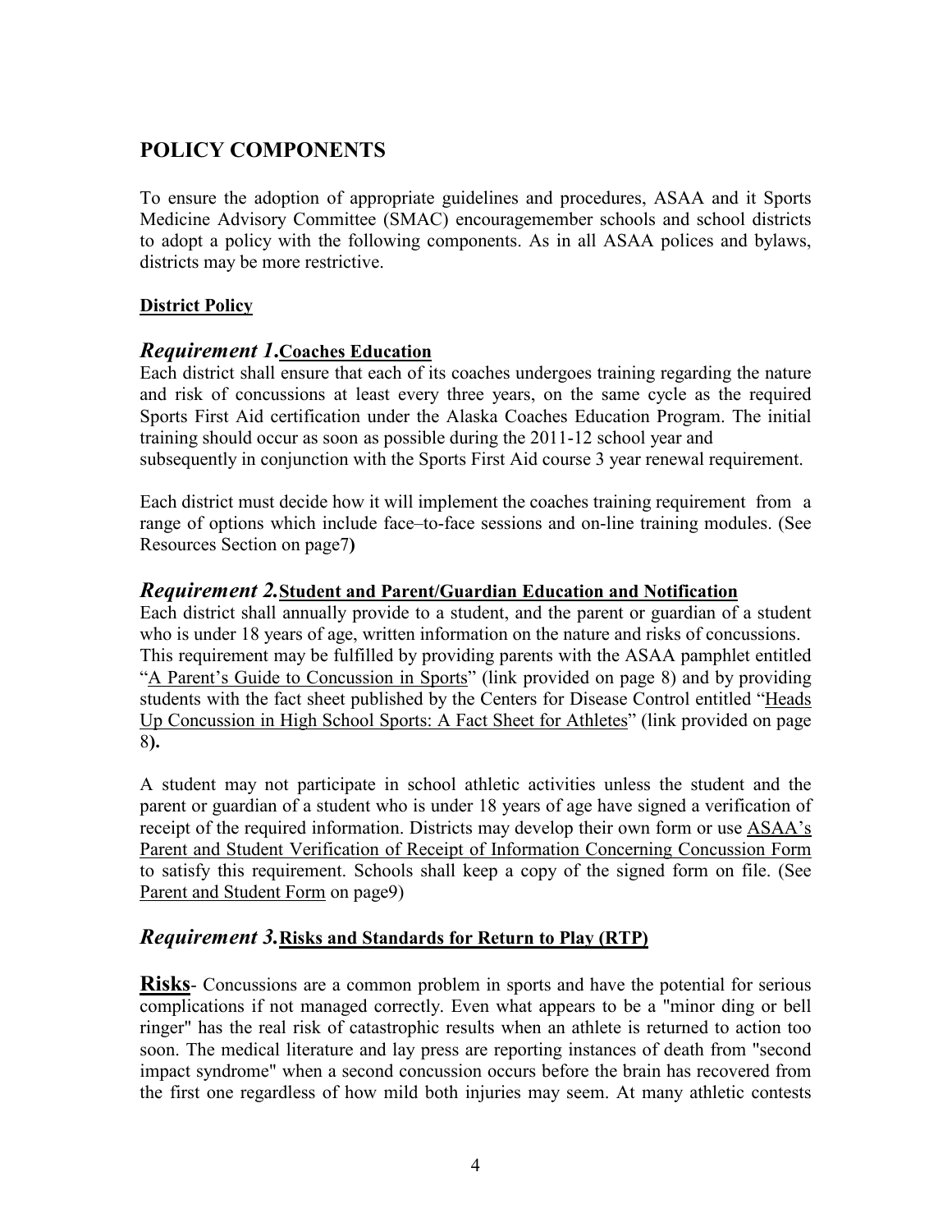# POLICY COMPONENTS

To ensure the adoption of appropriate guidelines and procedures, ASAA and it Sports Medicine Advisory Committee (SMAC) encouragemember schools and school districts to adopt a policy with the following components. As in all ASAA polices and bylaws, districts may be more restrictive.

**District Policy**

### *Requirement 1.* **Coaches Education**

Each district shall ensure that each of its coaches undergoes training regarding the nature and risk of concussions at least every three years, on the same cycle as the required Sports First Aid certification under the Alaska Coaches Education Program. The initial training should occur as soon as possible during the 2011-12 school year and subsequently in conjunction with the Sports First Aid course 3 year renewal requirement.

Each district must decide how it will implement the coaches training requirement from a range of options which include face–to-face sessions and on-line training modules. (See Resources Section on page7**)**

### *Requirement 2.* **Student and Parent/Guardian Education and Notification**

Each district shall annually provide to a student, and the parent or guardian of a student who is under 18 years of age, written information on the nature and risks of concussions. This requirement may be fulfilled by providing parents with the ASAA pamphlet entitled "A Parent's Guide to Concussion in Sports" (link provided on page 8) and by providing students with the fact sheet published by the Centers for Disease Control entitled "Heads Up Concussion in High School Sports: A Fact Sheet for Athletes" (link provided on page 8**).**

A student may not participate in school athletic activities unless the student and the parent or guardian of a student who is under 18 years of age have signed a verification of receipt of the required information. Districts may develop their own form or use ASAA's Parent and Student Verification of Receipt of Information Concerning Concussion Form to satisfy this requirement. Schools shall keep a copy of the signed form on file. (See Parent and Student Form on page9)

### *Requirement 3.* **Risks and Standards for Return to Play (RTP)**

**Risks**- Concussions are a common problem in sports and have the potential for serious complications if not managed correctly. Even what appears to be a "minor ding or bell ringer" has the real risk of catastrophic results when an athlete is returned to action too soon. The medical literature and lay press are reporting instances of death from "second impact syndrome" when a second concussion occurs before the brain has recovered from the first one regardless of how mild both injuries may seem. At many athletic contests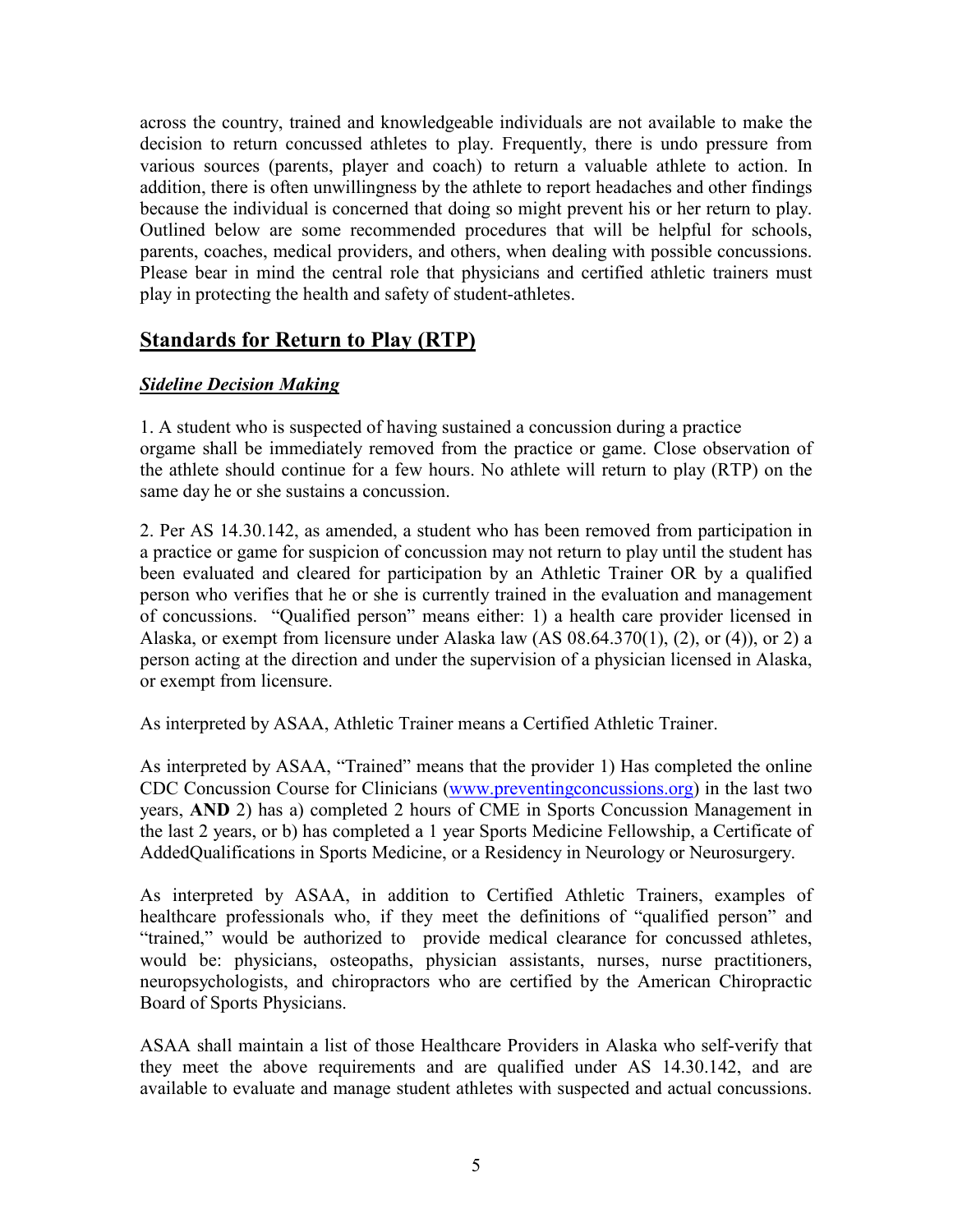across the country, trained and knowledgeable individuals are not available to make the decision to return concussed athletes to play. Frequently, there is undo pressure from various sources (parents, player and coach) to return a valuable athlete to action. In addition, there is often unwillingness by the athlete to report headaches and other findings because the individual is concerned that doing so might prevent his or her return to play. Outlined below are some recommended procedures that will be helpful for schools, parents, coaches, medical providers, and others, when dealing with possible concussions. Please bear in mind the central role that physicians and certified athletic trainers must play in protecting the health and safety of student-athletes.

## Standards for Return to Play (RTP)

### ***Sideline Decision Making***

1. A student who is suspected of having sustained a concussion during a practice orgame shall be immediately removed from the practice or game. Close observation of the athlete should continue for a few hours. No athlete will return to play (RTP) on the same day he or she sustains a concussion.

2. Per AS 14.30.142, as amended, a student who has been removed from participation in a practice or game for suspicion of concussion may not return to play until the student has been evaluated and cleared for participation by an Athletic Trainer OR by a qualified person who verifies that he or she is currently trained in the evaluation and management of concussions. "Qualified person" means either: 1) a health care provider licensed in Alaska, or exempt from licensure under Alaska law (AS 08.64.370(1), (2), or (4)), or 2) a person acting at the direction and under the supervision of a physician licensed in Alaska, or exempt from licensure.

As interpreted by ASAA, Athletic Trainer means a Certified Athletic Trainer.

As interpreted by ASAA, "Trained" means that the provider 1) Has completed the online CDC Concussion Course for Clinicians (www.preventingconcussions.org) in the last two years, **AND** 2) has a) completed 2 hours of CME in Sports Concussion Management in the last 2 years, or b) has completed a 1 year Sports Medicine Fellowship, a Certificate of AddedQualifications in Sports Medicine, or a Residency in Neurology or Neurosurgery.

As interpreted by ASAA, in addition to Certified Athletic Trainers, examples of healthcare professionals who, if they meet the definitions of "qualified person" and "trained," would be authorized to provide medical clearance for concussed athletes, would be: physicians, osteopaths, physician assistants, nurses, nurse practitioners, neuropsychologists, and chiropractors who are certified by the American Chiropractic Board of Sports Physicians.

ASAA shall maintain a list of those Healthcare Providers in Alaska who self-verify that they meet the above requirements and are qualified under AS 14.30.142, and are available to evaluate and manage student athletes with suspected and actual concussions.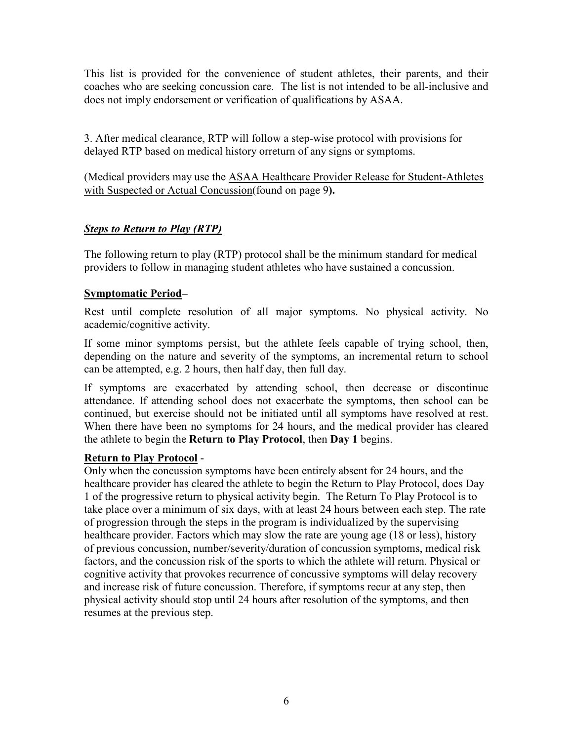This list is provided for the convenience of student athletes, their parents, and their coaches who are seeking concussion care. The list is not intended to be all-inclusive and does not imply endorsement or verification of qualifications by ASAA.

3. After medical clearance, RTP will follow a step-wise protocol with provisions for delayed RTP based on medical history orreturn of any signs or symptoms.

(Medical providers may use the <u>ASAA Healthcare Provider Release for Student-Athletes with Suspected or Actual Concussion</u>(found on page 9**).**

### ***<u>Steps to Return to Play (RTP)</u>***

The following return to play (RTP) protocol shall be the minimum standard for medical providers to follow in managing student athletes who have sustained a concussion.

**<u>Symptomatic Period</u>–**

Rest until complete resolution of all major symptoms. No physical activity. No academic/cognitive activity.

If some minor symptoms persist, but the athlete feels capable of trying school, then, depending on the nature and severity of the symptoms, an incremental return to school can be attempted, e.g. 2 hours, then half day, then full day.

If symptoms are exacerbated by attending school, then decrease or discontinue attendance. If attending school does not exacerbate the symptoms, then school can be continued, but exercise should not be initiated until all symptoms have resolved at rest. When there have been no symptoms for 24 hours, and the medical provider has cleared the athlete to begin the **Return to Play Protocol**, then **Day 1** begins.

**<u>Return to Play Protocol</u>** -

Only when the concussion symptoms have been entirely absent for 24 hours, and the healthcare provider has cleared the athlete to begin the Return to Play Protocol, does Day 1 of the progressive return to physical activity begin. The Return To Play Protocol is to take place over a minimum of six days, with at least 24 hours between each step. The rate of progression through the steps in the program is individualized by the supervising healthcare provider. Factors which may slow the rate are young age (18 or less), history of previous concussion, number/severity/duration of concussion symptoms, medical risk factors, and the concussion risk of the sports to which the athlete will return. Physical or cognitive activity that provokes recurrence of concussive symptoms will delay recovery and increase risk of future concussion. Therefore, if symptoms recur at any step, then physical activity should stop until 24 hours after resolution of the symptoms, and then resumes at the previous step.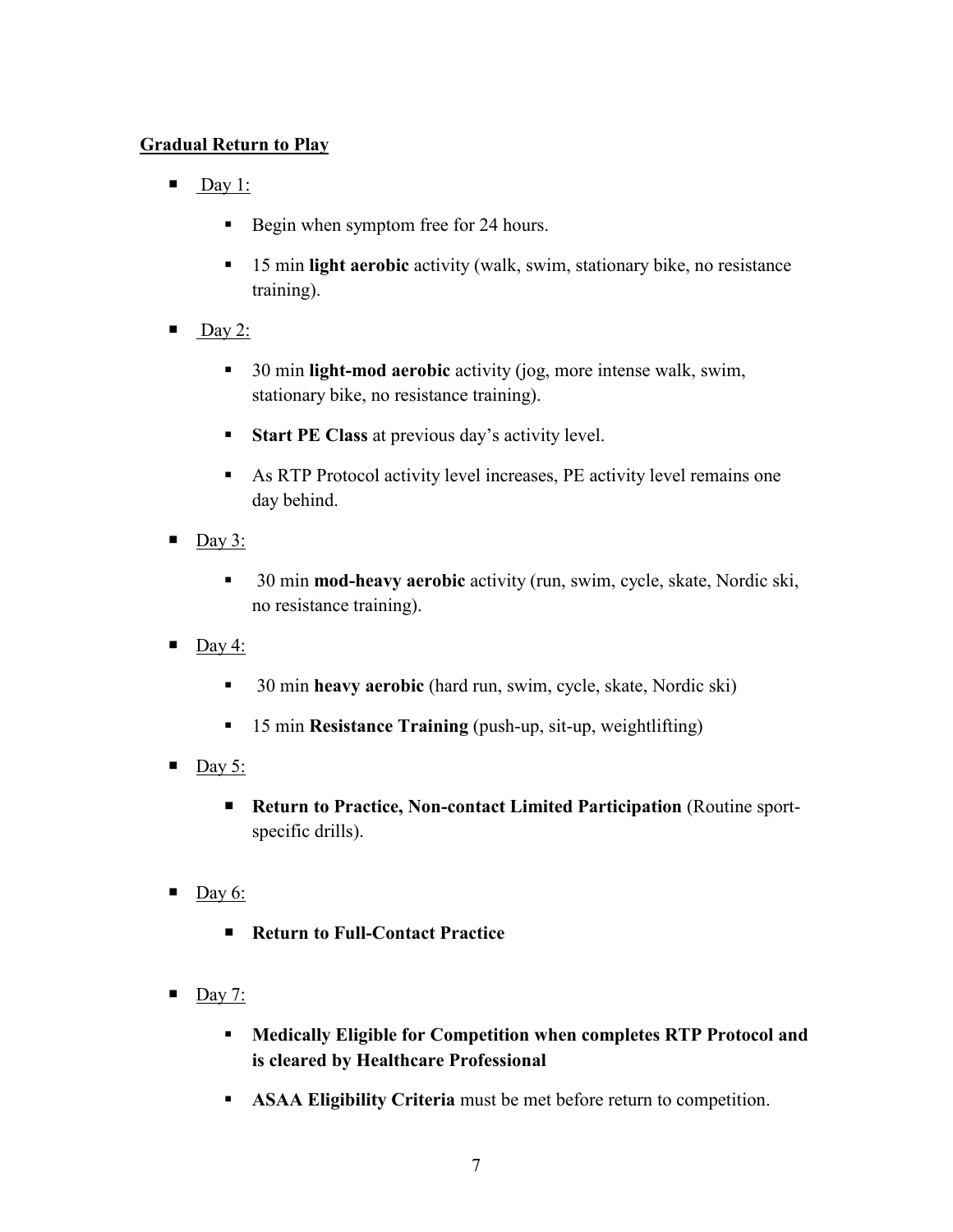## Gradual Return to Play

- Day 1:
  - Begin when symptom free for 24 hours.
  - 15 min **light aerobic** activity (walk, swim, stationary bike, no resistance training).
- Day 2:
  - 30 min **light-mod aerobic** activity (jog, more intense walk, swim, stationary bike, no resistance training).
  - **Start PE Class** at previous day's activity level.
  - As RTP Protocol activity level increases, PE activity level remains one day behind.
- Day 3:
  - 30 min **mod-heavy aerobic** activity (run, swim, cycle, skate, Nordic ski, no resistance training).
- Day 4:
  - 30 min **heavy aerobic** (hard run, swim, cycle, skate, Nordic ski)
  - 15 min **Resistance Training** (push-up, sit-up, weightlifting)
- Day 5:
  - **Return to Practice, Non-contact Limited Participation** (Routine sport-specific drills).
- Day 6:
  - **Return to Full-Contact Practice**
- Day 7:
  - **Medically Eligible for Competition when completes RTP Protocol and is cleared by Healthcare Professional**
  - **ASAA Eligibility Criteria** must be met before return to competition.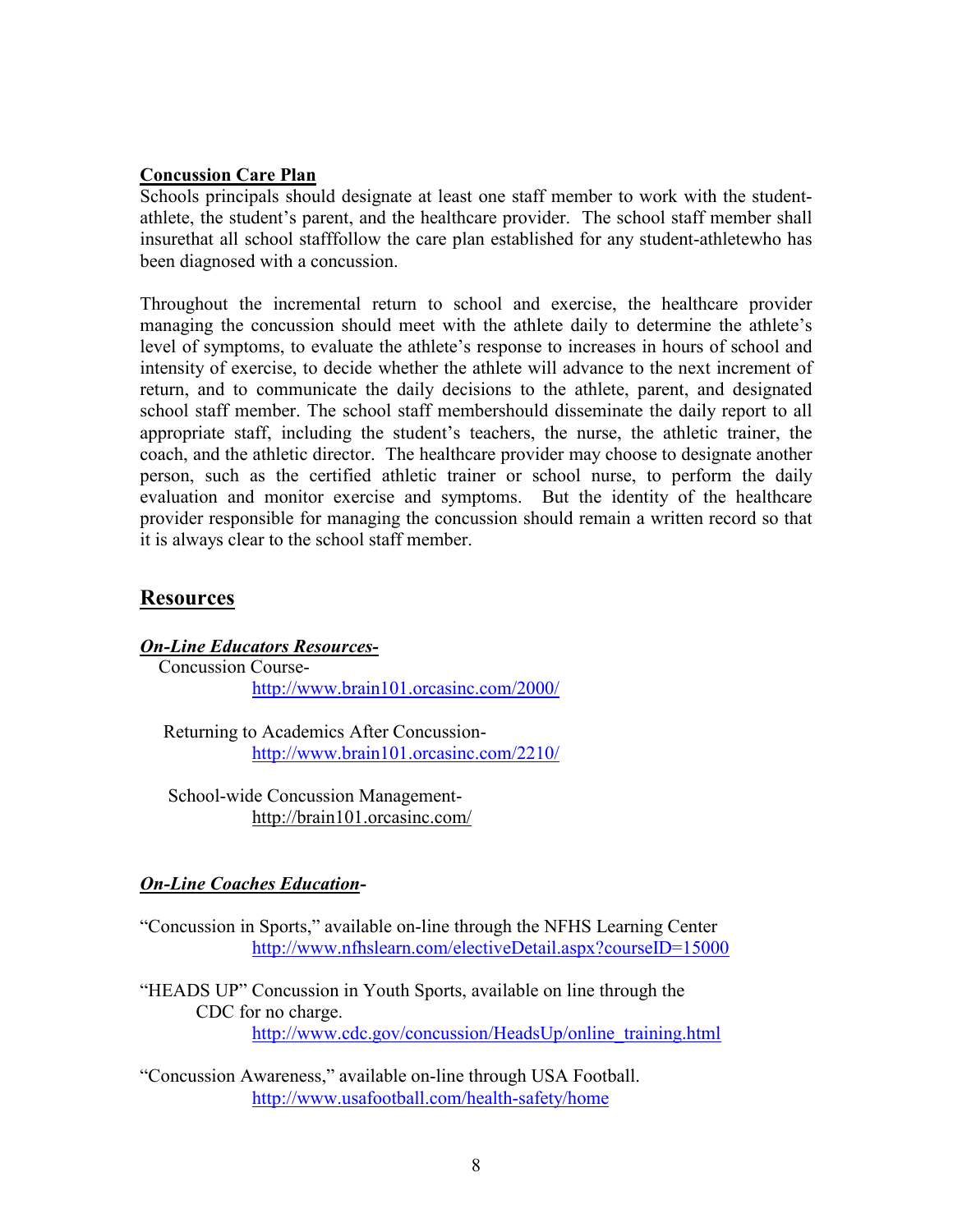**Concussion Care Plan**

Schools principals should designate at least one staff member to work with the student-athlete, the student's parent, and the healthcare provider. The school staff member shall insurethat all school stafffollow the care plan established for any student-athletewho has been diagnosed with a concussion.

Throughout the incremental return to school and exercise, the healthcare provider managing the concussion should meet with the athlete daily to determine the athlete's level of symptoms, to evaluate the athlete's response to increases in hours of school and intensity of exercise, to decide whether the athlete will advance to the next increment of return, and to communicate the daily decisions to the athlete, parent, and designated school staff member. The school staff membershould disseminate the daily report to all appropriate staff, including the student's teachers, the nurse, the athletic trainer, the coach, and the athletic director. The healthcare provider may choose to designate another person, such as the certified athletic trainer or school nurse, to perform the daily evaluation and monitor exercise and symptoms. But the identity of the healthcare provider responsible for managing the concussion should remain a written record so that it is always clear to the school staff member.

## Resources

***On-Line Educators Resources-***

Concussion Course-
http://www.brain101.orcasinc.com/2000/

Returning to Academics After Concussion-
http://www.brain101.orcasinc.com/2210/

School-wide Concussion Management-
http://brain101.orcasinc.com/

***On-Line Coaches Education-***

"Concussion in Sports," available on-line through the NFHS Learning Center
http://www.nfhslearn.com/electiveDetail.aspx?courseID=15000

"HEADS UP" Concussion in Youth Sports, available on line through the CDC for no charge.
http://www.cdc.gov/concussion/HeadsUp/online_training.html

"Concussion Awareness," available on-line through USA Football.
http://www.usafootball.com/health-safety/home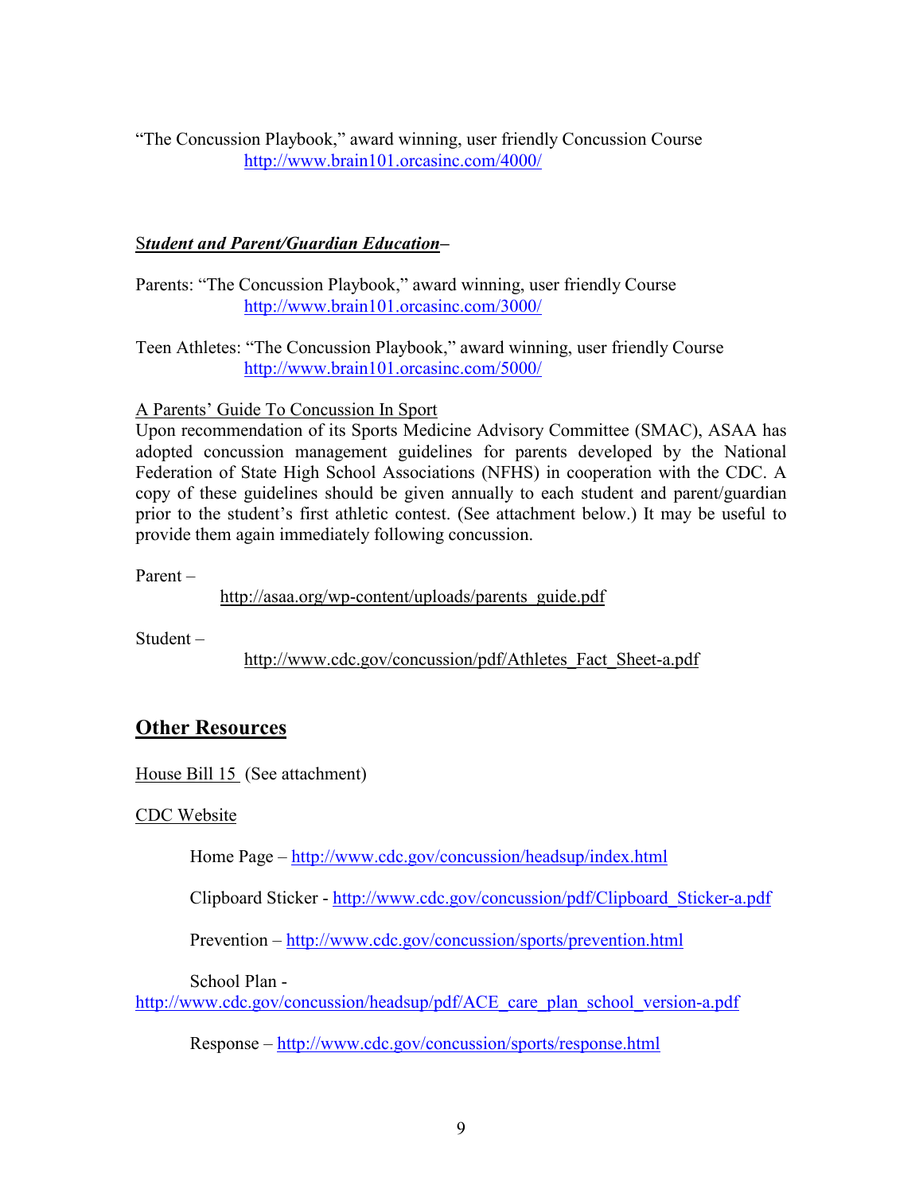"The Concussion Playbook," award winning, user friendly Concussion Course
http://www.brain101.orcasinc.com/4000/

***Student and Parent/Guardian Education*–**

Parents: "The Concussion Playbook," award winning, user friendly Course
http://www.brain101.orcasinc.com/3000/

Teen Athletes: "The Concussion Playbook," award winning, user friendly Course
http://www.brain101.orcasinc.com/5000/

A Parents' Guide To Concussion In Sport

Upon recommendation of its Sports Medicine Advisory Committee (SMAC), ASAA has adopted concussion management guidelines for parents developed by the National Federation of State High School Associations (NFHS) in cooperation with the CDC. A copy of these guidelines should be given annually to each student and parent/guardian prior to the student's first athletic contest. (See attachment below.) It may be useful to provide them again immediately following concussion.

Parent –

http://asaa.org/wp-content/uploads/parents_guide.pdf

Student –

http://www.cdc.gov/concussion/pdf/Athletes_Fact_Sheet-a.pdf

## Other Resources

House Bill 15 (See attachment)

CDC Website

Home Page – http://www.cdc.gov/concussion/headsup/index.html

Clipboard Sticker - http://www.cdc.gov/concussion/pdf/Clipboard_Sticker-a.pdf

Prevention – http://www.cdc.gov/concussion/sports/prevention.html

School Plan - http://www.cdc.gov/concussion/headsup/pdf/ACE_care_plan_school_version-a.pdf

Response – http://www.cdc.gov/concussion/sports/response.html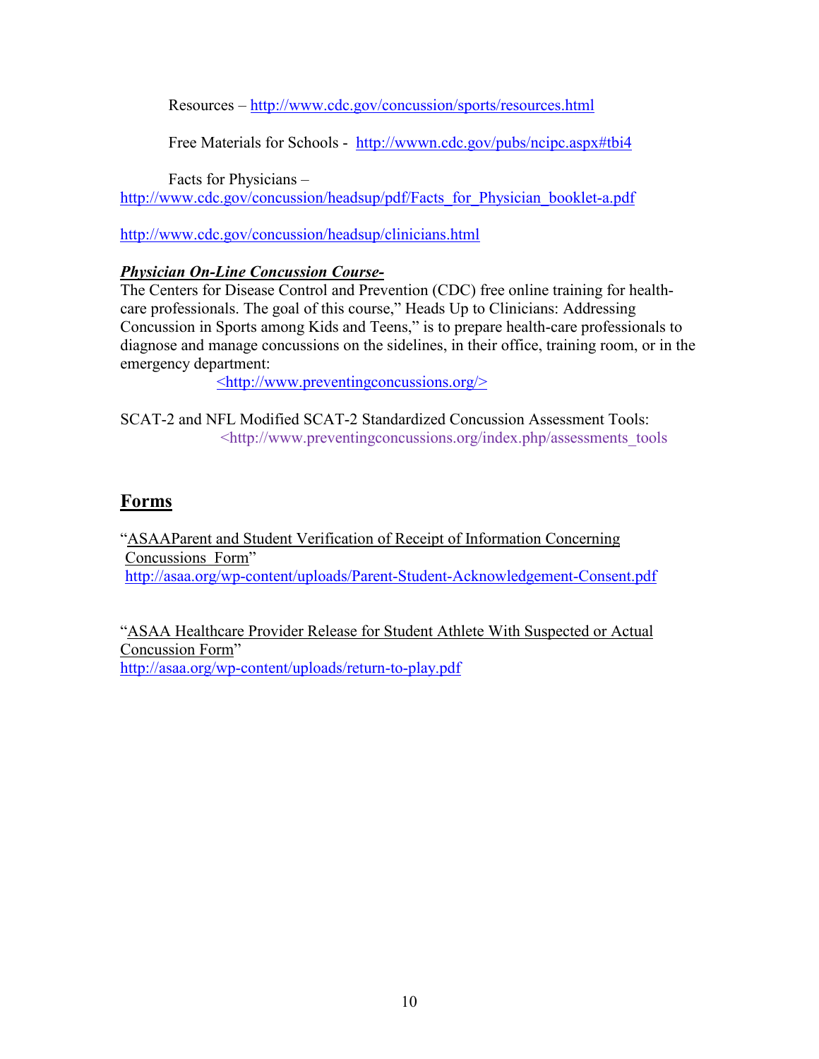Resources – http://www.cdc.gov/concussion/sports/resources.html

Free Materials for Schools - http://wwwn.cdc.gov/pubs/ncipc.aspx#tbi4

Facts for Physicians –
http://www.cdc.gov/concussion/headsup/pdf/Facts_for_Physician_booklet-a.pdf

http://www.cdc.gov/concussion/headsup/clinicians.html

***Physician On-Line Concussion Course-***
The Centers for Disease Control and Prevention (CDC) free online training for health-care professionals. The goal of this course," Heads Up to Clinicians: Addressing Concussion in Sports among Kids and Teens," is to prepare health-care professionals to diagnose and manage concussions on the sidelines, in their office, training room, or in the emergency department:
<http://www.preventingconcussions.org/>

SCAT-2 and NFL Modified SCAT-2 Standardized Concussion Assessment Tools:
<http://www.preventingconcussions.org/index.php/assessments_tools

## Forms

"ASAAParent and Student Verification of Receipt of Information Concerning Concussions Form"
http://asaa.org/wp-content/uploads/Parent-Student-Acknowledgement-Consent.pdf

"ASAA Healthcare Provider Release for Student Athlete With Suspected or Actual Concussion Form"
http://asaa.org/wp-content/uploads/return-to-play.pdf